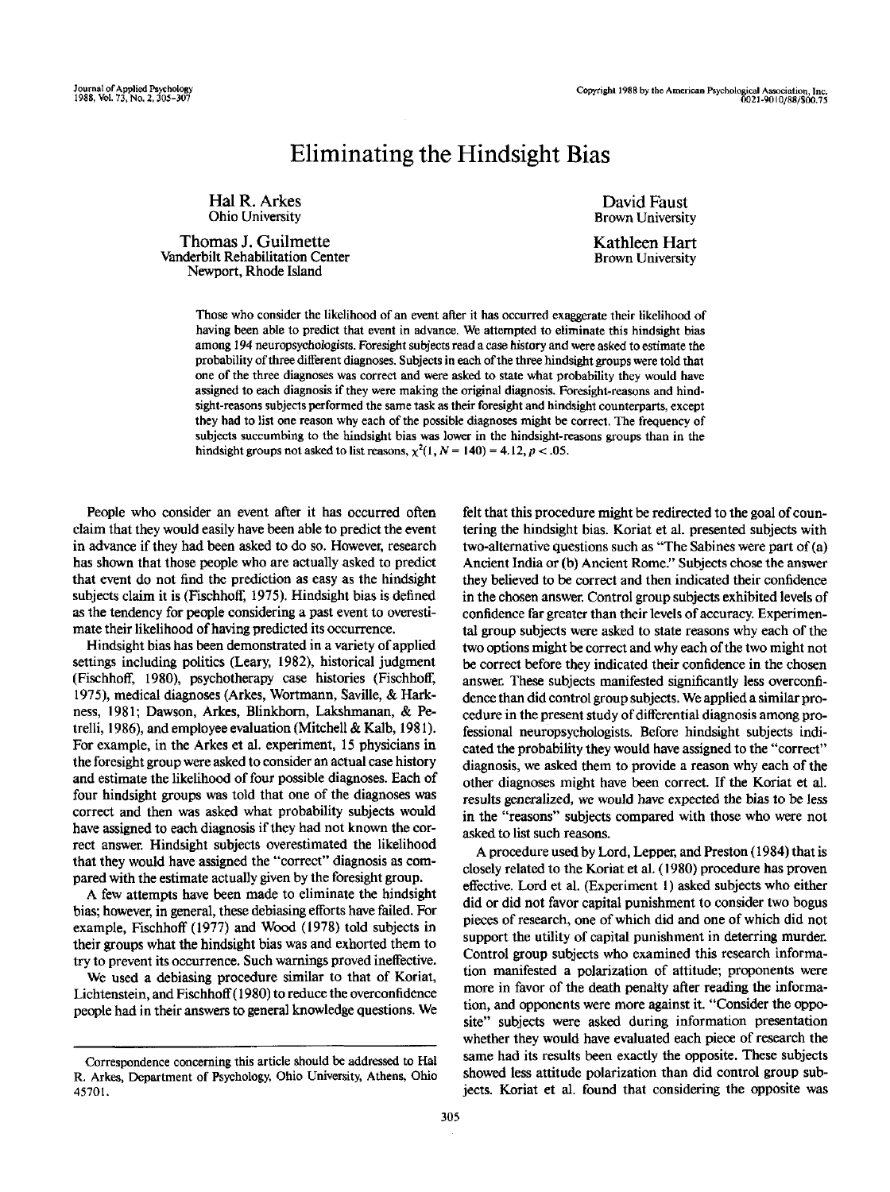# Eliminating the Hindsight Bias

Hal R. Arkes
Ohio University

David Faust
Brown University

Thomas J. Guilmette
Vanderbilt Rehabilitation Center
Newport, Rhode Island

Kathleen Hart
Brown University

Those who consider the likelihood of an event after it has occurred exaggerate their likelihood of having been able to predict that event in advance. We attempted to eliminate this hindsight bias among 194 neuropsychologists. Foresight subjects read a case history and were asked to estimate the probability of three different diagnoses. Subjects in each of the three hindsight groups were told that one of the three diagnoses was correct and were asked to state what probability they would have assigned to each diagnosis if they were making the original diagnosis. Foresight-reasons and hindsight-reasons subjects performed the same task as their foresight and hindsight counterparts, except they had to list one reason why each of the possible diagnoses might be correct. The frequency of subjects succumbing to the hindsight bias was lower in the hindsight-reasons groups than in the hindsight groups not asked to list reasons, $\chi^2(1, N = 140) = 4.12, p < .05$.

People who consider an event after it has occurred often claim that they would easily have been able to predict the event in advance if they had been asked to do so. However, research has shown that those people who are actually asked to predict that event do not find the prediction as easy as the hindsight subjects claim it is (Fischhoff, 1975). Hindsight bias is defined as the tendency for people considering a past event to overestimate their likelihood of having predicted its occurrence.

Hindsight bias has been demonstrated in a variety of applied settings including politics (Leary, 1982), historical judgment (Fischhoff, 1980), psychotherapy case histories (Fischhoff, 1975), medical diagnoses (Arkes, Wortmann, Saville, & Harkness, 1981; Dawson, Arkes, Blinkhorn, Lakshmanan, & Petrelli, 1986), and employee evaluation (Mitchell & Kalb, 1981). For example, in the Arkes et al. experiment, 15 physicians in the foresight group were asked to consider an actual case history and estimate the likelihood of four possible diagnoses. Each of four hindsight groups was told that one of the diagnoses was correct and then was asked what probability subjects would have assigned to each diagnosis if they had not known the correct answer. Hindsight subjects overestimated the likelihood that they would have assigned the "correct" diagnosis as compared with the estimate actually given by the foresight group.

A few attempts have been made to eliminate the hindsight bias; however, in general, these debiasing efforts have failed. For example, Fischhoff (1977) and Wood (1978) told subjects in their groups what the hindsight bias was and exhorted them to try to prevent its occurrence. Such warnings proved ineffective.

We used a debiasing procedure similar to that of Koriat, Lichtenstein, and Fischhoff (1980) to reduce the overconfidence people had in their answers to general knowledge questions. We felt that this procedure might be redirected to the goal of countering the hindsight bias. Koriat et al. presented subjects with two-alternative questions such as "The Sabines were part of (a) Ancient India or (b) Ancient Rome." Subjects chose the answer they believed to be correct and then indicated their confidence in the chosen answer. Control group subjects exhibited levels of confidence far greater than their levels of accuracy. Experimental group subjects were asked to state reasons why each of the two options might be correct and why each of the two might not be correct before they indicated their confidence in the chosen answer. These subjects manifested significantly less overconfidence than did control group subjects. We applied a similar procedure in the present study of differential diagnosis among professional neuropsychologists. Before hindsight subjects indicated the probability they would have assigned to the "correct" diagnosis, we asked them to provide a reason why each of the other diagnoses might have been correct. If the Koriat et al. results generalized, we would have expected the bias to be less in the "reasons" subjects compared with those who were not asked to list such reasons.

A procedure used by Lord, Lepper, and Preston (1984) that is closely related to the Koriat et al. (1980) procedure has proven effective. Lord et al. (Experiment 1) asked subjects who either did or did not favor capital punishment to consider two bogus pieces of research, one of which did and one of which did not support the utility of capital punishment in deterring murder. Control group subjects who examined this research information manifested a polarization of attitude; proponents were more in favor of the death penalty after reading the information, and opponents were more against it. "Consider the opposite" subjects were asked during information presentation whether they would have evaluated each piece of research the same had its results been exactly the opposite. These subjects showed less attitude polarization than did control group subjects. Koriat et al. found that considering the opposite was

Correspondence concerning this article should be addressed to Hal R. Arkes, Department of Psychology, Ohio University, Athens, Ohio 45701.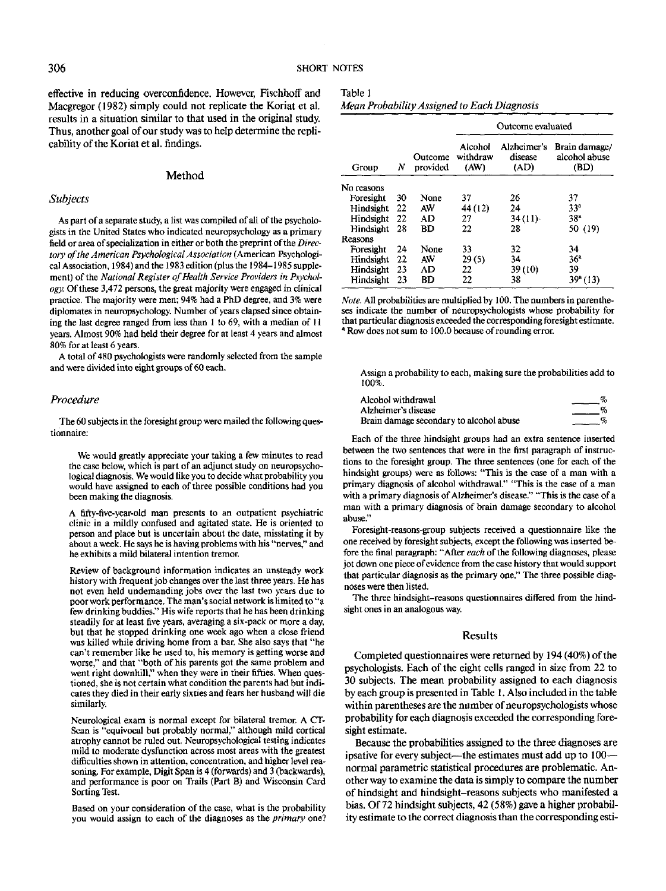effective in reducing overconfidence. However, Fischhoff and Macgregor (1982) simply could not replicate the Koriat et al. results in a situation similar to that used in the original study. Thus, another goal of our study was to help determine the replicability of the Koriat et al. findings.

## Method

### *Subjects*

As part of a separate study, a list was compiled of all of the psychologists in the United States who indicated neuropsychology as a primary field or area of specialization in either or both the preprint of the *Directory of the American Psychological Association* (American Psychological Association, 1984) and the 1983 edition (plus the 1984–1985 supplement) of the *National Register of Health Service Providers in Psychology.* Of these 3,472 persons, the great majority were engaged in clinical practice. The majority were men; 94% had a PhD degree, and 3% were diplomates in neuropsychology. Number of years elapsed since obtaining the last degree ranged from less than 1 to 69, with a median of 11 years. Almost 90% had held their degree for at least 4 years and almost 80% for at least 6 years.

A total of 480 psychologists were randomly selected from the sample and were divided into eight groups of 60 each.

### *Procedure*

The 60 subjects in the foresight group were mailed the following questionnaire:

> We would greatly appreciate your taking a few minutes to read the case below, which is part of an adjunct study on neuropsychological diagnosis. We would like you to decide what probability you would have assigned to each of three possible conditions had you been making the diagnosis.
>
> A fifty-five-year-old man presents to an outpatient psychiatric clinic in a mildly confused and agitated state. He is oriented to person and place but is uncertain about the date, misstating it by about a week. He says he is having problems with his "nerves," and he exhibits a mild bilateral intention tremor.
>
> Review of background information indicates an unsteady work history with frequent job changes over the last three years. He has not even held undemanding jobs over the last two years due to poor work performance. The man's social network is limited to "a few drinking buddies." His wife reports that he has been drinking steadily for at least five years, averaging a six-pack or more a day, but that he stopped drinking one week ago when a close friend was killed while driving home from a bar. She also says that "he can't remember like he used to, his memory is getting worse and worse," and that "both of his parents got the same problem and went right downhill," when they were in their fifties. When questioned, she is not certain what condition the parents had but indicates they died in their early sixties and fears her husband will die similarly.
>
> Neurological exam is normal except for bilateral tremor. A CT-Scan is "equivocal but probably normal," although mild cortical atrophy cannot be ruled out. Neuropsychological testing indicates mild to moderate dysfunction across most areas with the greatest difficulties shown in attention, concentration, and higher level reasoning. For example, Digit Span is 4 (forwards) and 3 (backwards), and performance is poor on Trails (Part B) and Wisconsin Card Sorting Test.
>
> Based on your consideration of the case, what is the probability you would assign to each of the diagnoses as the *primary* one? Assign a probability to each, making sure the probabilities add to 100%.
>
> Alcohol withdrawal \_\_\_\_\_%
> Alzheimer's disease \_\_\_\_\_%
> Brain damage secondary to alcohol abuse \_\_\_\_\_%

Each of the three hindsight groups had an extra sentence inserted between the two sentences that were in the first paragraph of instructions to the foresight group. The three sentences (one for each of the hindsight groups) were as follows: "This is the case of a man with a primary diagnosis of alcohol withdrawal." "This is the case of a man with a primary diagnosis of Alzheimer's disease." "This is the case of a man with a primary diagnosis of brain damage secondary to alcohol abuse."

Foresight-reasons-group subjects received a questionnaire like the one received by foresight subjects, except the following was inserted before the final paragraph: "After *each* of the following diagnoses, please jot down one piece of evidence from the case history that would support that particular diagnosis as the primary one." The three possible diagnoses were then listed.

The three hindsight–reasons questionnaires differed from the hindsight ones in an analogous way.

Table 1
*Mean Probability Assigned to Each Diagnosis*

| | | | Outcome evaluated | | |
|---|---|---|---|---|---|
| Group | *N* | Outcome provided | Alcohol withdraw (AW) | Alzheimer's disease (AD) | Brain damage/ alcohol abuse (BD) |
| No reasons | | | | | |
| Foresight | 30 | None | 37 | 26 | 37 |
| Hindsight | 22 | AW | 44 (12) | 24 | 33[a] |
| Hindsight | 22 | AD | 27 | 34 (11) | 38[a] |
| Hindsight | 28 | BD | 22 | 28 | 50 (19) |
| Reasons | | | | | |
| Foresight | 24 | None | 33 | 32 | 34 |
| Hindsight | 22 | AW | 29 (5) | 34 | 36[a] |
| Hindsight | 23 | AD | 22 | 39 (10) | 39 |
| Hindsight | 23 | BD | 22 | 38 | 39[a] (13) |

*Note.* All probabilities are multiplied by 100. The numbers in parentheses indicate the number of neuropsychologists whose probability for that particular diagnosis exceeded the corresponding foresight estimate.
[a] Row does not sum to 100.0 because of rounding error.

## Results

Completed questionnaires were returned by 194 (40%) of the psychologists. Each of the eight cells ranged in size from 22 to 30 subjects. The mean probability assigned to each diagnosis by each group is presented in Table 1. Also included in the table within parentheses are the number of neuropsychologists whose probability for each diagnosis exceeded the corresponding foresight estimate.

Because the probabilities assigned to the three diagnoses are ipsative for every subject—the estimates must add up to 100—normal parametric statistical procedures are problematic. Another way to examine the data is simply to compare the number of hindsight and hindsight–reasons subjects who manifested a bias. Of 72 hindsight subjects, 42 (58%) gave a higher probability estimate to the correct diagnosis than the corresponding esti-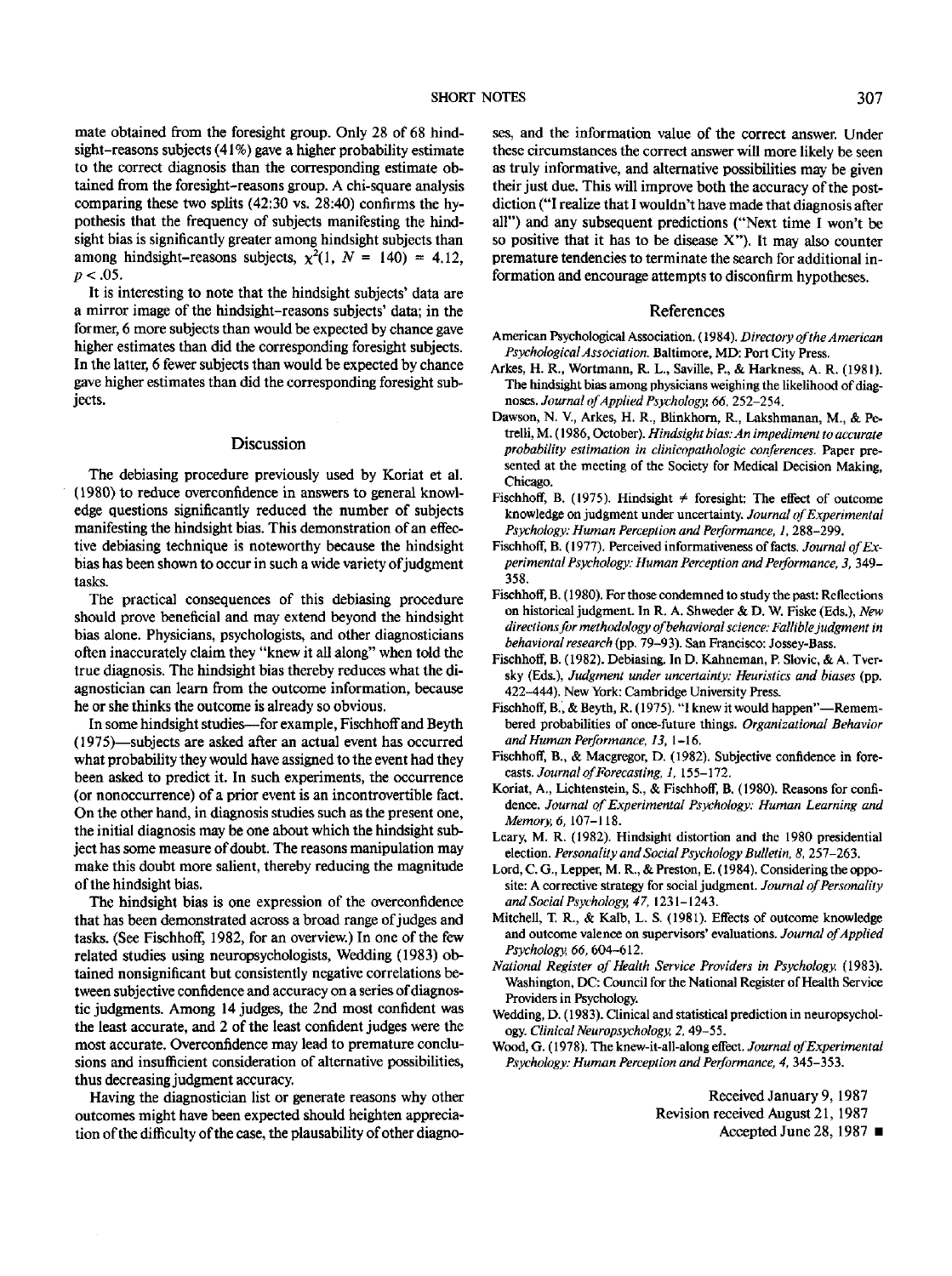mate obtained from the foresight group. Only 28 of 68 hindsight–reasons subjects (41%) gave a higher probability estimate to the correct diagnosis than the corresponding estimate obtained from the foresight–reasons group. A chi-square analysis comparing these two splits (42:30 vs. 28:40) confirms the hypothesis that the frequency of subjects manifesting the hindsight bias is significantly greater among hindsight subjects than among hindsight–reasons subjects, $\chi^2(1, N = 140) = 4.12$, $p < .05$.

It is interesting to note that the hindsight subjects' data are a mirror image of the hindsight–reasons subjects' data; in the former, 6 more subjects than would be expected by chance gave higher estimates than did the corresponding foresight subjects. In the latter, 6 fewer subjects than would be expected by chance gave higher estimates than did the corresponding foresight subjects.

## Discussion

The debiasing procedure previously used by Koriat et al. (1980) to reduce overconfidence in answers to general knowledge questions significantly reduced the number of subjects manifesting the hindsight bias. This demonstration of an effective debiasing technique is noteworthy because the hindsight bias has been shown to occur in such a wide variety of judgment tasks.

The practical consequences of this debiasing procedure should prove beneficial and may extend beyond the hindsight bias alone. Physicians, psychologists, and other diagnosticians often inaccurately claim they "knew it all along" when told the true diagnosis. The hindsight bias thereby reduces what the diagnostician can learn from the outcome information, because he or she thinks the outcome is already so obvious.

In some hindsight studies—for example, Fischhoff and Beyth (1975)—subjects are asked after an actual event has occurred what probability they would have assigned to the event had they been asked to predict it. In such experiments, the occurrence (or nonoccurrence) of a prior event is an incontrovertible fact. On the other hand, in diagnosis studies such as the present one, the initial diagnosis may be one about which the hindsight subject has some measure of doubt. The reasons manipulation may make this doubt more salient, thereby reducing the magnitude of the hindsight bias.

The hindsight bias is one expression of the overconfidence that has been demonstrated across a broad range of judges and tasks. (See Fischhoff, 1982, for an overview.) In one of the few related studies using neuropsychologists, Wedding (1983) obtained nonsignificant but consistently negative correlations between subjective confidence and accuracy on a series of diagnostic judgments. Among 14 judges, the 2nd most confident was the least accurate, and 2 of the least confident judges were the most accurate. Overconfidence may lead to premature conclusions and insufficient consideration of alternative possibilities, thus decreasing judgment accuracy.

Having the diagnostician list or generate reasons why other outcomes might have been expected should heighten appreciation of the difficulty of the case, the plausability of other diagnoses, and the information value of the correct answer. Under these circumstances the correct answer will more likely be seen as truly informative, and alternative possibilities may be given their just due. This will improve both the accuracy of the postdiction ("I realize that I wouldn't have made that diagnosis after all") and any subsequent predictions ("Next time I won't be so positive that it has to be disease X"). It may also counter premature tendencies to terminate the search for additional information and encourage attempts to disconfirm hypotheses.

## References

American Psychological Association. (1984). *Directory of the American Psychological Association.* Baltimore, MD: Port City Press.

Arkes, H. R., Wortmann, R. L., Saville, P., & Harkness, A. R. (1981). The hindsight bias among physicians weighing the likelihood of diagnoses. *Journal of Applied Psychology, 66,* 252–254.

Dawson, N. V., Arkes, H. R., Blinkhorn, R., Lakshmanan, M., & Petrelli, M. (1986, October). *Hindsight bias: An impediment to accurate probability estimation in clinicopathologic conferences.* Paper presented at the meeting of the Society for Medical Decision Making, Chicago.

Fischhoff, B. (1975). Hindsight ≠ foresight: The effect of outcome knowledge on judgment under uncertainty. *Journal of Experimental Psychology: Human Perception and Performance, 1,* 288–299.

Fischhoff, B. (1977). Perceived informativeness of facts. *Journal of Experimental Psychology: Human Perception and Performance, 3,* 349–358.

Fischhoff, B. (1980). For those condemned to study the past: Reflections on historical judgment. In R. A. Shweder & D. W. Fiske (Eds.), *New directions for methodology of behavioral science: Fallible judgment in behavioral research* (pp. 79–93). San Francisco: Jossey-Bass.

Fischhoff, B. (1982). Debiasing. In D. Kahneman, P. Slovic, & A. Tversky (Eds.), *Judgment under uncertainty: Heuristics and biases* (pp. 422–444). New York: Cambridge University Press.

Fischhoff, B., & Beyth, R. (1975). "I knew it would happen"—Remembered probabilities of once-future things. *Organizational Behavior and Human Performance, 13,* 1–16.

Fischhoff, B., & Macgregor, D. (1982). Subjective confidence in forecasts. *Journal of Forecasting, 1,* 155–172.

Koriat, A., Lichtenstein, S., & Fischhoff, B. (1980). Reasons for confidence. *Journal of Experimental Psychology: Human Learning and Memory, 6,* 107–118.

Leary, M. R. (1982). Hindsight distortion and the 1980 presidential election. *Personality and Social Psychology Bulletin, 8,* 257–263.

Lord, C. G., Lepper, M. R., & Preston, E. (1984). Considering the opposite: A corrective strategy for social judgment. *Journal of Personality and Social Psychology, 47,* 1231–1243.

Mitchell, T. R., & Kalb, L. S. (1981). Effects of outcome knowledge and outcome valence on supervisors' evaluations. *Journal of Applied Psychology, 66,* 604–612.

*National Register of Health Service Providers in Psychology.* (1983). Washington, DC: Council for the National Register of Health Service Providers in Psychology.

Wedding, D. (1983). Clinical and statistical prediction in neuropsychology. *Clinical Neuropsychology, 2,* 49–55.

Wood, G. (1978). The knew-it-all-along effect. *Journal of Experimental Psychology: Human Perception and Performance, 4,* 345–353.

Received January 9, 1987
Revision received August 21, 1987
Accepted June 28, 1987 ■